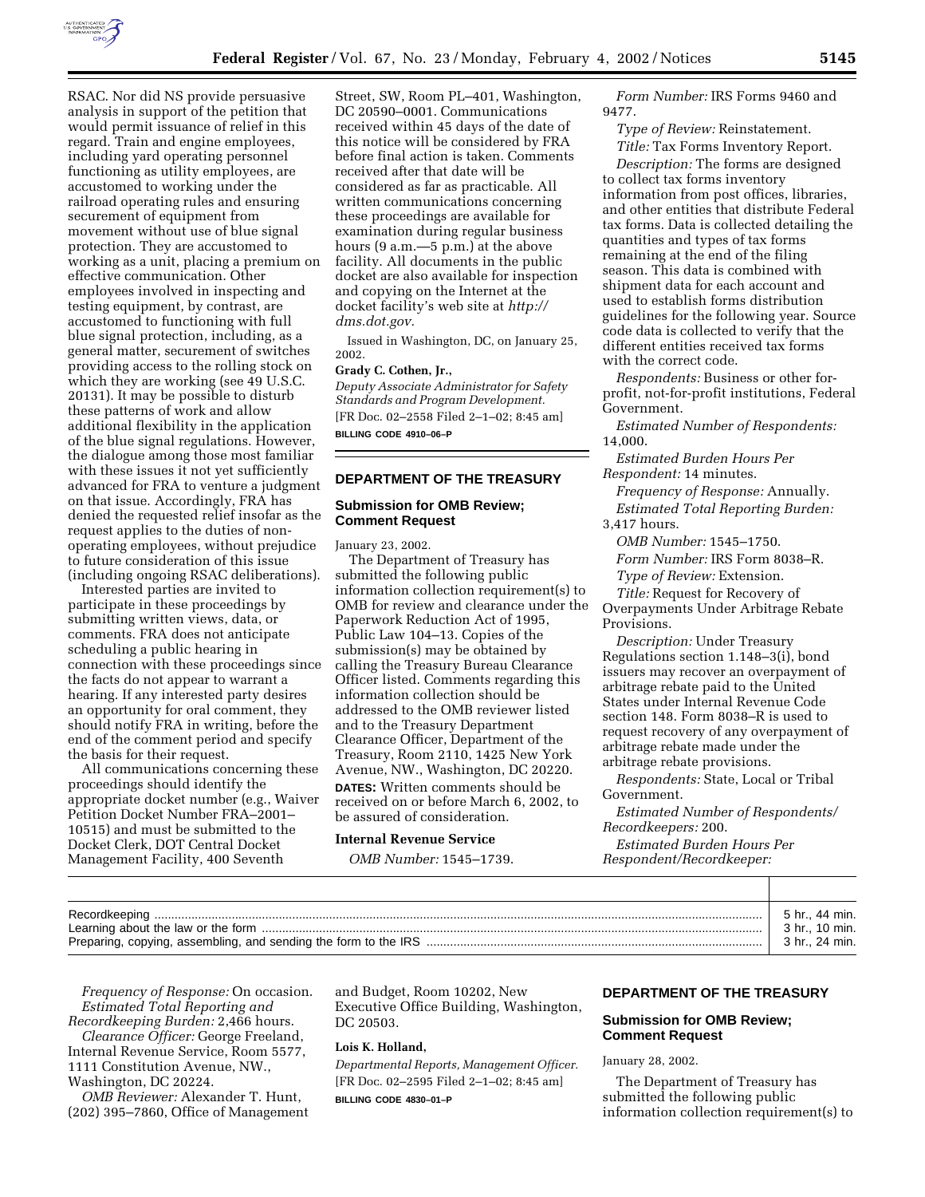RSAC. Nor did NS provide persuasive analysis in support of the petition that would permit issuance of relief in this regard. Train and engine employees, including yard operating personnel functioning as utility employees, are accustomed to working under the railroad operating rules and ensuring securement of equipment from movement without use of blue signal protection. They are accustomed to working as a unit, placing a premium on effective communication. Other employees involved in inspecting and testing equipment, by contrast, are accustomed to functioning with full blue signal protection, including, as a general matter, securement of switches providing access to the rolling stock on which they are working (see 49 U.S.C. 20131). It may be possible to disturb these patterns of work and allow additional flexibility in the application of the blue signal regulations. However, the dialogue among those most familiar with these issues it not yet sufficiently advanced for FRA to venture a judgment on that issue. Accordingly, FRA has denied the requested relief insofar as the request applies to the duties of non-operating employees, without prejudice to future consideration of this issue (including ongoing RSAC deliberations).

Interested parties are invited to participate in these proceedings by submitting written views, data, or comments. FRA does not anticipate scheduling a public hearing in connection with these proceedings since the facts do not appear to warrant a hearing. If any interested party desires an opportunity for oral comment, they should notify FRA in writing, before the end of the comment period and specify the basis for their request.

All communications concerning these proceedings should identify the appropriate docket number (e.g., Waiver Petition Docket Number FRA–2001–10515) and must be submitted to the Docket Clerk, DOT Central Docket Management Facility, 400 Seventh Street, SW, Room PL–401, Washington, DC 20590–0001. Communications received within 45 days of the date of this notice will be considered by FRA before final action is taken. Comments received after that date will be considered as far as practicable. All written communications concerning these proceedings are available for examination during regular business hours (9 a.m.—5 p.m.) at the above facility. All documents in the public docket are also available for inspection and copying on the Internet at the docket facility's web site at *http://dms.dot.gov.*

Issued in Washington, DC, on January 25, 2002.

**Grady C. Cothen, Jr.,**

*Deputy Associate Administrator for Safety Standards and Program Development.*

[FR Doc. 02–2558 Filed 2–1–02; 8:45 am]

**BILLING CODE 4910–06–P**

## DEPARTMENT OF THE TREASURY

### Submission for OMB Review; Comment Request

January 23, 2002.

The Department of Treasury has submitted the following public information collection requirement(s) to OMB for review and clearance under the Paperwork Reduction Act of 1995, Public Law 104–13. Copies of the submission(s) may be obtained by calling the Treasury Bureau Clearance Officer listed. Comments regarding this information collection should be addressed to the OMB reviewer listed and to the Treasury Department Clearance Officer, Department of the Treasury, Room 2110, 1425 New York Avenue, NW., Washington, DC 20220.

**DATES:** Written comments should be received on or before March 6, 2002, to be assured of consideration.

**Internal Revenue Service**

*OMB Number:* 1545–1739.

*Form Number:* IRS Forms 9460 and 9477.

*Type of Review:* Reinstatement.

*Title:* Tax Forms Inventory Report.

*Description:* The forms are designed to collect tax forms inventory information from post offices, libraries, and other entities that distribute Federal tax forms. Data is collected detailing the quantities and types of tax forms remaining at the end of the filing season. This data is combined with shipment data for each account and used to establish forms distribution guidelines for the following year. Source code data is collected to verify that the different entities received tax forms with the correct code.

*Respondents:* Business or other for-profit, not-for-profit institutions, Federal Government.

*Estimated Number of Respondents:* 14,000.

*Estimated Burden Hours Per Respondent:* 14 minutes.

*Frequency of Response:* Annually.

*Estimated Total Reporting Burden:* 3,417 hours.

*OMB Number:* 1545–1750.

*Form Number:* IRS Form 8038–R.

*Type of Review:* Extension.

*Title:* Request for Recovery of Overpayments Under Arbitrage Rebate Provisions.

*Description:* Under Treasury Regulations section 1.148–3(i), bond issuers may recover an overpayment of arbitrage rebate paid to the United States under Internal Revenue Code section 148. Form 8038–R is used to request recovery of any overpayment of arbitrage rebate made under the arbitrage rebate provisions.

*Respondents:* State, Local or Tribal Government.

*Estimated Number of Respondents/Recordkeepers:* 200.

*Estimated Burden Hours Per Respondent/Recordkeeper:*

| | |
|---|---|
| Recordkeeping | 5 hr., 44 min. |
| Learning about the law or the form | 3 hr., 10 min. |
| Preparing, copying, assembling, and sending the form to the IRS | 3 hr., 24 min. |

*Frequency of Response:* On occasion.

*Estimated Total Reporting and Recordkeeping Burden:* 2,466 hours.

*Clearance Officer:* George Freeland, Internal Revenue Service, Room 5577, 1111 Constitution Avenue, NW., Washington, DC 20224.

*OMB Reviewer:* Alexander T. Hunt, (202) 395–7860, Office of Management and Budget, Room 10202, New Executive Office Building, Washington, DC 20503.

**Lois K. Holland,**

*Departmental Reports, Management Officer.*

[FR Doc. 02–2595 Filed 2–1–02; 8:45 am]

**BILLING CODE 4830–01–P**

## DEPARTMENT OF THE TREASURY

### Submission for OMB Review; Comment Request

January 28, 2002.

The Department of Treasury has submitted the following public information collection requirement(s) to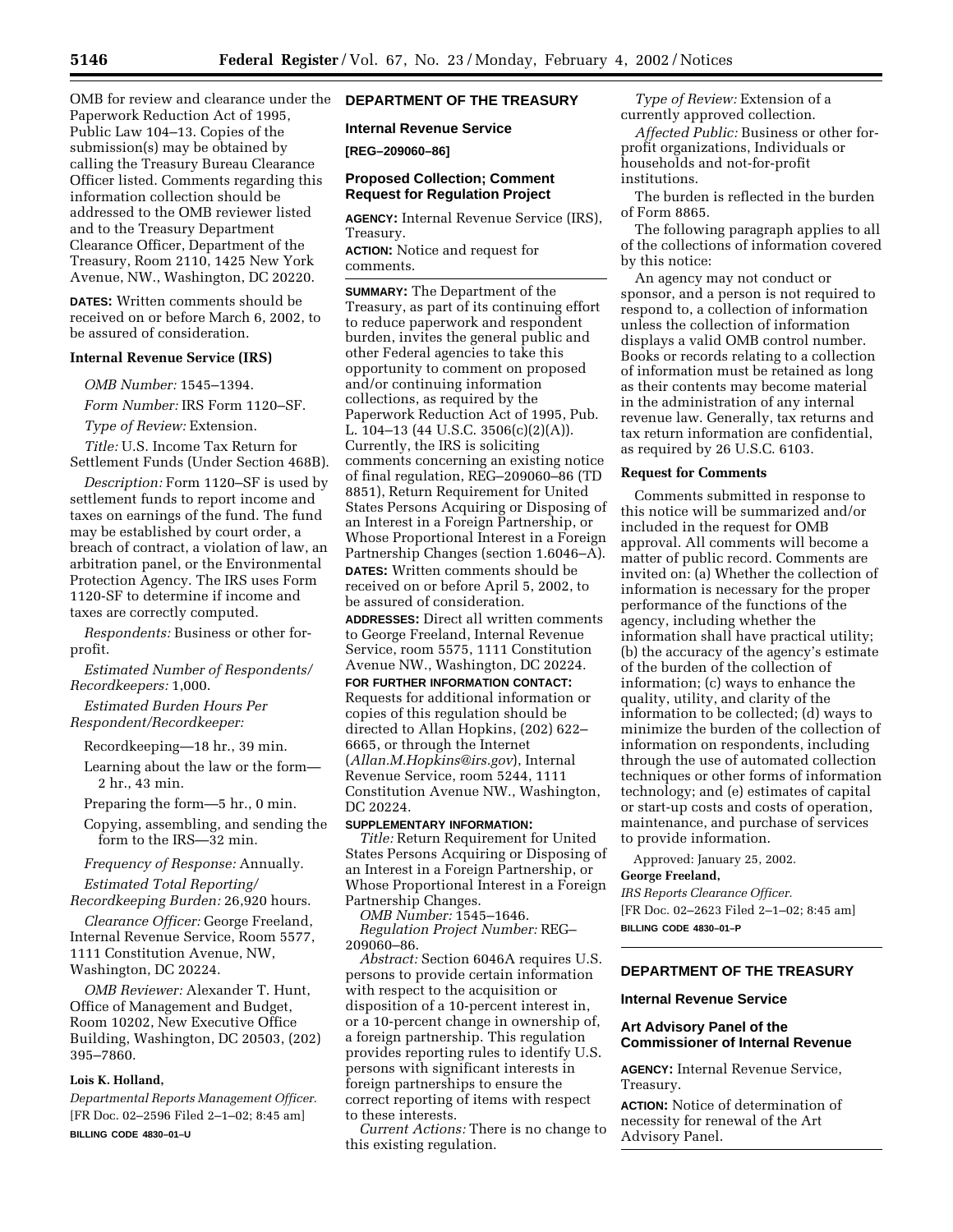OMB for review and clearance under the Paperwork Reduction Act of 1995, Public Law 104–13. Copies of the submission(s) may be obtained by calling the Treasury Bureau Clearance Officer listed. Comments regarding this information collection should be addressed to the OMB reviewer listed and to the Treasury Department Clearance Officer, Department of the Treasury, Room 2110, 1425 New York Avenue, NW., Washington, DC 20220.

**DATES:** Written comments should be received on or before March 6, 2002, to be assured of consideration.

**Internal Revenue Service (IRS)**

*OMB Number:* 1545–1394.

*Form Number:* IRS Form 1120–SF.

*Type of Review:* Extension.

*Title:* U.S. Income Tax Return for Settlement Funds (Under Section 468B).

*Description:* Form 1120–SF is used by settlement funds to report income and taxes on earnings of the fund. The fund may be established by court order, a breach of contract, a violation of law, an arbitration panel, or the Environmental Protection Agency. The IRS uses Form 1120-SF to determine if income and taxes are correctly computed.

*Respondents:* Business or other for-profit.

*Estimated Number of Respondents/ Recordkeepers:* 1,000.

*Estimated Burden Hours Per Respondent/Recordkeeper:*

Recordkeeping—18 hr., 39 min.

Learning about the law or the form—2 hr., 43 min.

Preparing the form—5 hr., 0 min.

Copying, assembling, and sending the form to the IRS—32 min.

*Frequency of Response:* Annually.

*Estimated Total Reporting/ Recordkeeping Burden:* 26,920 hours.

*Clearance Officer:* George Freeland, Internal Revenue Service, Room 5577, 1111 Constitution Avenue, NW, Washington, DC 20224.

*OMB Reviewer:* Alexander T. Hunt, Office of Management and Budget, Room 10202, New Executive Office Building, Washington, DC 20503, (202) 395–7860.

**Lois K. Holland,**

*Departmental Reports Management Officer.*

[FR Doc. 02–2596 Filed 2–1–02; 8:45 am]

**BILLING CODE 4830–01–U**

## DEPARTMENT OF THE TREASURY

### Internal Revenue Service

**[REG–209060–86]**

### Proposed Collection; Comment Request for Regulation Project

**AGENCY:** Internal Revenue Service (IRS), Treasury.

**ACTION:** Notice and request for comments.

**SUMMARY:** The Department of the Treasury, as part of its continuing effort to reduce paperwork and respondent burden, invites the general public and other Federal agencies to take this opportunity to comment on proposed and/or continuing information collections, as required by the Paperwork Reduction Act of 1995, Pub. L. 104–13 (44 U.S.C. 3506(c)(2)(A)). Currently, the IRS is soliciting comments concerning an existing notice of final regulation, REG–209060–86 (TD 8851), Return Requirement for United States Persons Acquiring or Disposing of an Interest in a Foreign Partnership, or Whose Proportional Interest in a Foreign Partnership Changes (section 1.6046–A).

**DATES:** Written comments should be received on or before April 5, 2002, to be assured of consideration.

**ADDRESSES:** Direct all written comments to George Freeland, Internal Revenue Service, room 5575, 1111 Constitution Avenue NW., Washington, DC 20224.

**FOR FURTHER INFORMATION CONTACT:** Requests for additional information or copies of this regulation should be directed to Allan Hopkins, (202) 622–6665, or through the Internet (*Allan.M.Hopkins@irs.gov*), Internal Revenue Service, room 5244, 1111 Constitution Avenue NW., Washington, DC 20224.

**SUPPLEMENTARY INFORMATION:**

*Title:* Return Requirement for United States Persons Acquiring or Disposing of an Interest in a Foreign Partnership, or Whose Proportional Interest in a Foreign Partnership Changes.

*OMB Number:* 1545–1646.

*Regulation Project Number:* REG–209060–86.

*Abstract:* Section 6046A requires U.S. persons to provide certain information with respect to the acquisition or disposition of a 10-percent interest in, or a 10-percent change in ownership of, a foreign partnership. This regulation provides reporting rules to identify U.S. persons with significant interests in foreign partnerships to ensure the correct reporting of items with respect to these interests.

*Current Actions:* There is no change to this existing regulation.

*Type of Review:* Extension of a currently approved collection.

*Affected Public:* Business or other for-profit organizations, Individuals or households and not-for-profit institutions.

The burden is reflected in the burden of Form 8865.

The following paragraph applies to all of the collections of information covered by this notice:

An agency may not conduct or sponsor, and a person is not required to respond to, a collection of information unless the collection of information displays a valid OMB control number. Books or records relating to a collection of information must be retained as long as their contents may become material in the administration of any internal revenue law. Generally, tax returns and tax return information are confidential, as required by 26 U.S.C. 6103.

**Request for Comments**

Comments submitted in response to this notice will be summarized and/or included in the request for OMB approval. All comments will become a matter of public record. Comments are invited on: (a) Whether the collection of information is necessary for the proper performance of the functions of the agency, including whether the information shall have practical utility; (b) the accuracy of the agency's estimate of the burden of the collection of information; (c) ways to enhance the quality, utility, and clarity of the information to be collected; (d) ways to minimize the burden of the collection of information on respondents, including through the use of automated collection techniques or other forms of information technology; and (e) estimates of capital or start-up costs and costs of operation, maintenance, and purchase of services to provide information.

Approved: January 25, 2002.

**George Freeland,**

*IRS Reports Clearance Officer.*

[FR Doc. 02–2623 Filed 2–1–02; 8:45 am]

**BILLING CODE 4830–01–P**

## DEPARTMENT OF THE TREASURY

### Internal Revenue Service

### Art Advisory Panel of the Commissioner of Internal Revenue

**AGENCY:** Internal Revenue Service, Treasury.

**ACTION:** Notice of determination of necessity for renewal of the Art Advisory Panel.